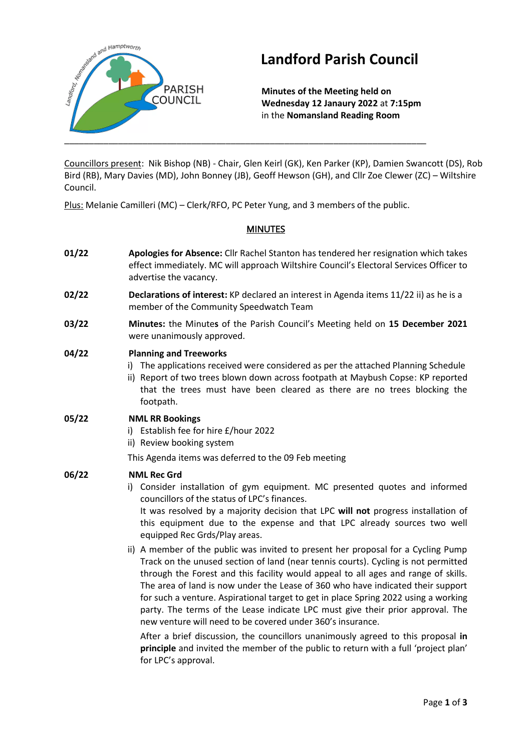# Landford Parish Council

**Minutes of the Meeting held on Wednesday 12 Janaury 2022** at **7:15pm** in the **Nomansland Reading Room**

---

Councillors present: Nik Bishop (NB) - Chair, Glen Keirl (GK), Ken Parker (KP), Damien Swancott (DS), Rob Bird (RB), Mary Davies (MD), John Bonney (JB), Geoff Hewson (GH), and Cllr Zoe Clewer (ZC) – Wiltshire Council.

Plus: Melanie Camilleri (MC) – Clerk/RFO, PC Peter Yung, and 3 members of the public.

## MINUTES

**01/22** **Apologies for Absence:** Cllr Rachel Stanton has tendered her resignation which takes effect immediately. MC will approach Wiltshire Council's Electoral Services Officer to advertise the vacancy.

**02/22** **Declarations of interest:** KP declared an interest in Agenda items 11/22 ii) as he is a member of the Community Speedwatch Team

**03/22** **Minutes:** the Minutes of the Parish Council's Meeting held on **15 December 2021** were unanimously approved.

**04/22** **Planning and Treeworks**

i) The applications received were considered as per the attached Planning Schedule
ii) Report of two trees blown down across footpath at Maybush Copse: KP reported that the trees must have been cleared as there are no trees blocking the footpath.

**05/22** **NML RR Bookings**

i) Establish fee for hire £/hour 2022
ii) Review booking system

This Agenda items was deferred to the 09 Feb meeting

**06/22** **NML Rec Grd**

i) Consider installation of gym equipment. MC presented quotes and informed councillors of the status of LPC's finances.
It was resolved by a majority decision that LPC **will not** progress installation of this equipment due to the expense and that LPC already sources two well equipped Rec Grds/Play areas.

ii) A member of the public was invited to present her proposal for a Cycling Pump Track on the unused section of land (near tennis courts). Cycling is not permitted through the Forest and this facility would appeal to all ages and range of skills. The area of land is now under the Lease of 360 who have indicated their support for such a venture. Aspirational target to get in place Spring 2022 using a working party. The terms of the Lease indicate LPC must give their prior approval. The new venture will need to be covered under 360's insurance.

After a brief discussion, the councillors unanimously agreed to this proposal **in principle** and invited the member of the public to return with a full 'project plan' for LPC's approval.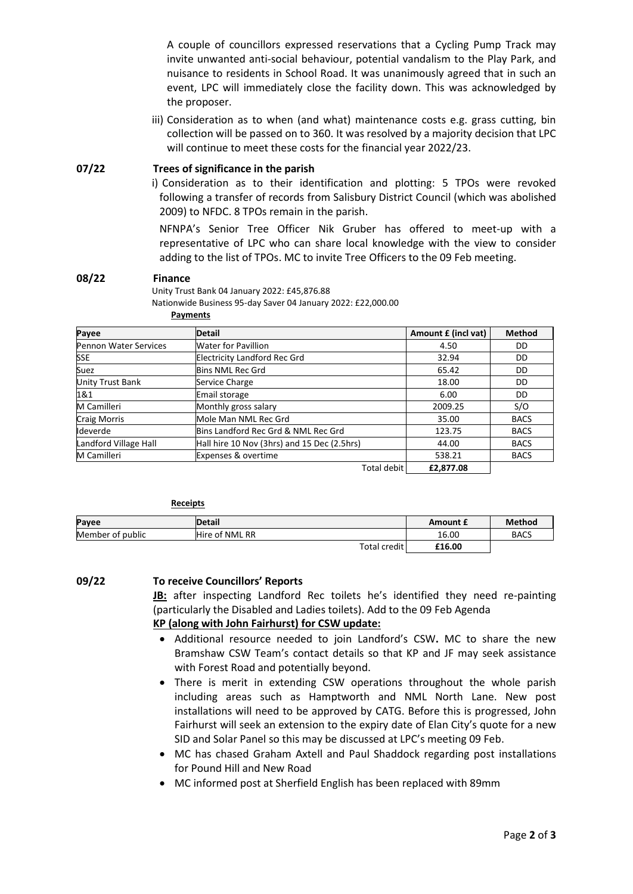A couple of councillors expressed reservations that a Cycling Pump Track may invite unwanted anti-social behaviour, potential vandalism to the Play Park, and nuisance to residents in School Road. It was unanimously agreed that in such an event, LPC will immediately close the facility down. This was acknowledged by the proposer.

iii) Consideration as to when (and what) maintenance costs e.g. grass cutting, bin collection will be passed on to 360. It was resolved by a majority decision that LPC will continue to meet these costs for the financial year 2022/23.

**07/22 Trees of significance in the parish**

i) Consideration as to their identification and plotting: 5 TPOs were revoked following a transfer of records from Salisbury District Council (which was abolished 2009) to NFDC. 8 TPOs remain in the parish.

NFNPA's Senior Tree Officer Nik Gruber has offered to meet-up with a representative of LPC who can share local knowledge with the view to consider adding to the list of TPOs. MC to invite Tree Officers to the 09 Feb meeting.

**08/22 Finance**

Unity Trust Bank 04 January 2022: £45,876.88
Nationwide Business 95-day Saver 04 January 2022: £22,000.00

**Payments**

| Payee | Detail | Amount £ (incl vat) | Method |
|---|---|---|---|
| Pennon Water Services | Water for Pavillion | 4.50 | DD |
| SSE | Electricity Landford Rec Grd | 32.94 | DD |
| Suez | Bins NML Rec Grd | 65.42 | DD |
| Unity Trust Bank | Service Charge | 18.00 | DD |
| 1&1 | Email storage | 6.00 | DD |
| M Camilleri | Monthly gross salary | 2009.25 | S/O |
| Craig Morris | Mole Man NML Rec Grd | 35.00 | BACS |
| Ideverde | Bins Landford Rec Grd & NML Rec Grd | 123.75 | BACS |
| Landford Village Hall | Hall hire 10 Nov (3hrs) and 15 Dec (2.5hrs) | 44.00 | BACS |
| M Camilleri | Expenses & overtime | 538.21 | BACS |
| | Total debit | **£2,877.08** | |

**Receipts**

| Payee | Detail | Amount £ | Method |
|---|---|---|---|
| Member of public | Hire of NML RR | 16.00 | BACS |
| | Total credit | **£16.00** | |

**09/22 To receive Councillors' Reports**

**JB:** after inspecting Landford Rec toilets he's identified they need re-painting (particularly the Disabled and Ladies toilets). Add to the 09 Feb Agenda

**KP (along with John Fairhurst) for CSW update:**

- Additional resource needed to join Landford's CSW**.** MC to share the new Bramshaw CSW Team's contact details so that KP and JF may seek assistance with Forest Road and potentially beyond.
- There is merit in extending CSW operations throughout the whole parish including areas such as Hamptworth and NML North Lane. New post installations will need to be approved by CATG. Before this is progressed, John Fairhurst will seek an extension to the expiry date of Elan City's quote for a new SID and Solar Panel so this may be discussed at LPC's meeting 09 Feb.
- MC has chased Graham Axtell and Paul Shaddock regarding post installations for Pound Hill and New Road
- MC informed post at Sherfield English has been replaced with 89mm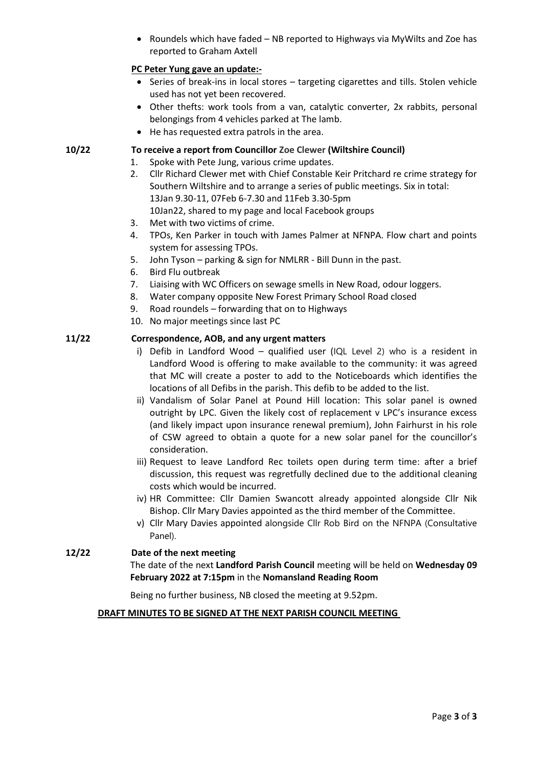- Roundels which have faded – NB reported to Highways via MyWilts and Zoe has reported to Graham Axtell

**PC Peter Yung gave an update:-**

- Series of break-ins in local stores – targeting cigarettes and tills. Stolen vehicle used has not yet been recovered.
- Other thefts: work tools from a van, catalytic converter, 2x rabbits, personal belongings from 4 vehicles parked at The lamb.
- He has requested extra patrols in the area.

**10/22 To receive a report from Councillor Zoe Clewer (Wiltshire Council)**

1. Spoke with Pete Jung, various crime updates.
2. Cllr Richard Clewer met with Chief Constable Keir Pritchard re crime strategy for Southern Wiltshire and to arrange a series of public meetings. Six in total: 13Jan 9.30-11, 07Feb 6-7.30 and 11Feb 3.30-5pm
   10Jan22, shared to my page and local Facebook groups
3. Met with two victims of crime.
4. TPOs, Ken Parker in touch with James Palmer at NFNPA. Flow chart and points system for assessing TPOs.
5. John Tyson – parking & sign for NMLRR - Bill Dunn in the past.
6. Bird Flu outbreak
7. Liaising with WC Officers on sewage smells in New Road, odour loggers.
8. Water company opposite New Forest Primary School Road closed
9. Road roundels – forwarding that on to Highways
10. No major meetings since last PC

**11/22 Correspondence, AOB, and any urgent matters**

i) Defib in Landford Wood – qualified user (IQL Level 2) who is a resident in Landford Wood is offering to make available to the community: it was agreed that MC will create a poster to add to the Noticeboards which identifies the locations of all Defibs in the parish. This defib to be added to the list.

ii) Vandalism of Solar Panel at Pound Hill location: This solar panel is owned outright by LPC. Given the likely cost of replacement v LPC's insurance excess (and likely impact upon insurance renewal premium), John Fairhurst in his role of CSW agreed to obtain a quote for a new solar panel for the councillor's consideration.

iii) Request to leave Landford Rec toilets open during term time: after a brief discussion, this request was regretfully declined due to the additional cleaning costs which would be incurred.

iv) HR Committee: Cllr Damien Swancott already appointed alongside Cllr Nik Bishop. Cllr Mary Davies appointed as the third member of the Committee.

v) Cllr Mary Davies appointed alongside Cllr Rob Bird on the NFNPA (Consultative Panel).

**12/22 Date of the next meeting**

The date of the next **Landford Parish Council** meeting will be held on **Wednesday 09 February 2022 at 7:15pm** in the **Nomansland Reading Room**

Being no further business, NB closed the meeting at 9.52pm.

**DRAFT MINUTES TO BE SIGNED AT THE NEXT PARISH COUNCIL MEETING**